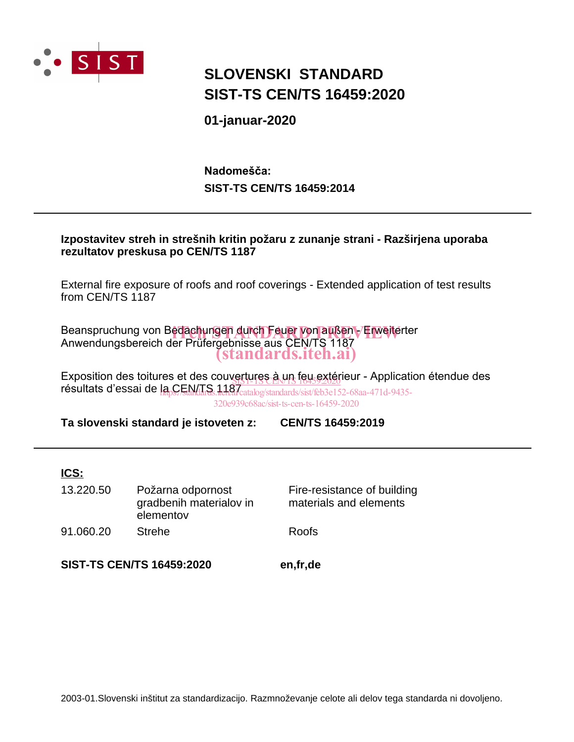# SLOVENSKI STANDARD
# SIST-TS CEN/TS 16459:2020

**01-januar-2020**

**Nadomešča:**
**SIST-TS CEN/TS 16459:2014**

---

**Izpostavitev streh in strešnih kritin požaru z zunanje strani - Razširjena uporaba rezultatov preskusa po CEN/TS 1187**

External fire exposure of roofs and roof coverings - Extended application of test results from CEN/TS 1187

Beanspruchung von Bedachungen durch Feuer von außen - Erweiterter Anwendungsbereich der Prüfergebnisse aus CEN/TS 1187

Exposition des toitures et des couvertures à un feu extérieur - Application étendue des résultats d'essai de la CEN/TS 1187

**Ta slovenski standard je istoveten z:** **CEN/TS 16459:2019**

---

**ICS:**

| | | |
|---|---|---|
| 13.220.50 | Požarna odpornost gradbenih materialov in elementov | Fire-resistance of building materials and elements |
| 91.060.20 | Strehe | Roofs |

**SIST-TS CEN/TS 16459:2020** **en,fr,de**

2003-01.Slovenski inštitut za standardizacijo. Razmnoževanje celote ali delov tega standarda ni dovoljeno.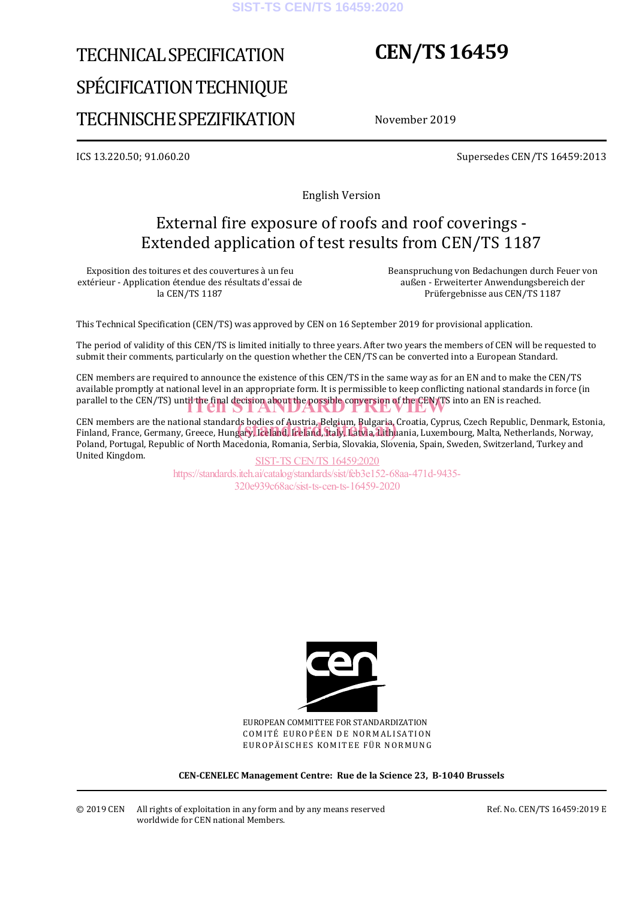# TECHNICAL SPECIFICATION

# SPÉCIFICATION TECHNIQUE

# TECHNISCHE SPEZIFIKATION

# CEN/TS 16459

November 2019

ICS 13.220.50; 91.060.20

Supersedes CEN/TS 16459:2013

English Version

## External fire exposure of roofs and roof coverings - Extended application of test results from CEN/TS 1187

Exposition des toitures et des couvertures à un feu extérieur - Application étendue des résultats d'essai de la CEN/TS 1187

Beanspruchung von Bedachungen durch Feuer von außen - Erweiterter Anwendungsbereich der Prüfergebnisse aus CEN/TS 1187

This Technical Specification (CEN/TS) was approved by CEN on 16 September 2019 for provisional application.

The period of validity of this CEN/TS is limited initially to three years. After two years the members of CEN will be requested to submit their comments, particularly on the question whether the CEN/TS can be converted into a European Standard.

CEN members are required to announce the existence of this CEN/TS in the same way as for an EN and to make the CEN/TS available promptly at national level in an appropriate form. It is permissible to keep conflicting national standards in force (in parallel to the CEN/TS) until the final decision about the possible conversion of the CEN/TS into an EN is reached.

CEN members are the national standards bodies of Austria, Belgium, Bulgaria, Croatia, Cyprus, Czech Republic, Denmark, Estonia, Finland, France, Germany, Greece, Hungary, Iceland, Ireland, Italy, Latvia, Lithuania, Luxembourg, Malta, Netherlands, Norway, Poland, Portugal, Republic of North Macedonia, Romania, Serbia, Slovakia, Slovenia, Spain, Sweden, Switzerland, Turkey and United Kingdom.

EUROPEAN COMMITTEE FOR STANDARDIZATION
COMITÉ EUROPÉEN DE NORMALISATION
EUROPÄISCHES KOMITEE FÜR NORMUNG

**CEN-CENELEC Management Centre: Rue de la Science 23, B-1040 Brussels**

© 2019 CEN All rights of exploitation in any form and by any means reserved worldwide for CEN national Members.

Ref. No. CEN/TS 16459:2019 E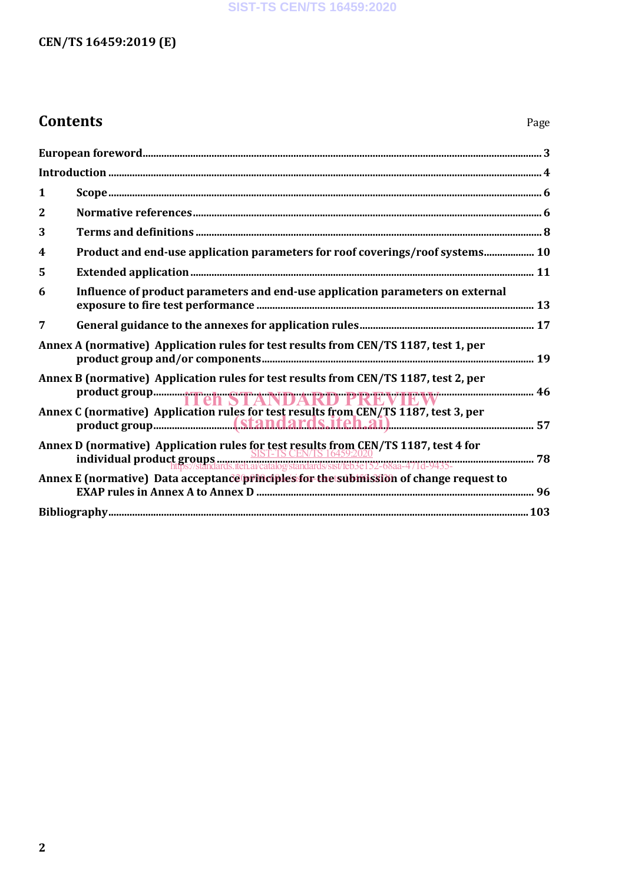## Contents

Page

| | | |
|---|---|---|
| European foreword | | 3 |
| Introduction | | 4 |
| 1 | Scope | 6 |
| 2 | Normative references | 6 |
| 3 | Terms and definitions | 8 |
| 4 | Product and end-use application parameters for roof coverings/roof systems | 10 |
| 5 | Extended application | 11 |
| 6 | Influence of product parameters and end-use application parameters on external exposure to fire test performance | 13 |
| 7 | General guidance to the annexes for application rules | 17 |
| Annex A (normative) | Application rules for test results from CEN/TS 1187, test 1, per product group and/or components | 19 |
| Annex B (normative) | Application rules for test results from CEN/TS 1187, test 2, per product group | 46 |
| Annex C (normative) | Application rules for test results from CEN/TS 1187, test 3, per product group | 57 |
| Annex D (normative) | Application rules for test results from CEN/TS 1187, test 4 for individual product groups | 78 |
| Annex E (normative) | Data acceptance principles for the submission of change request to EXAP rules in Annex A to Annex D | 96 |
| Bibliography | | 103 |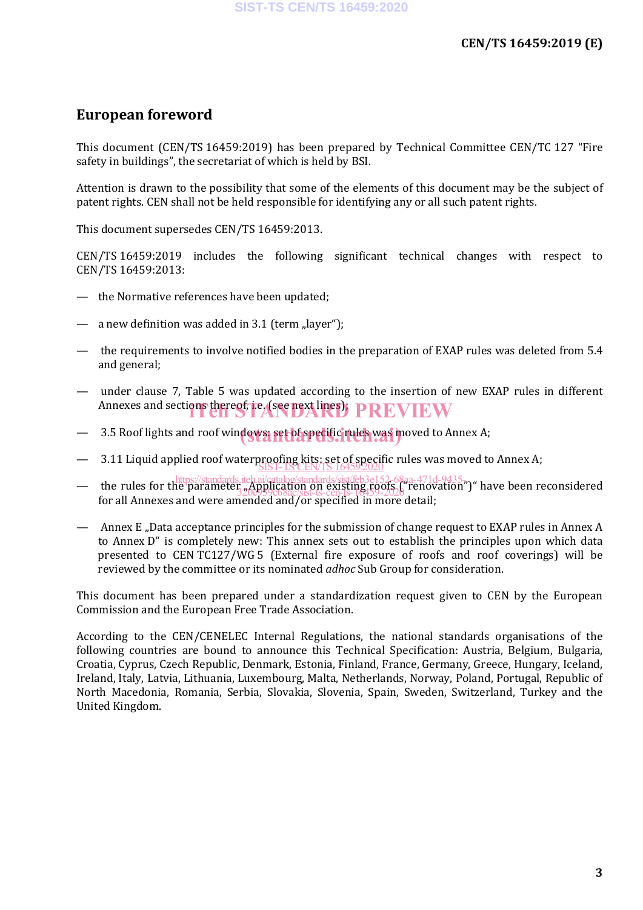# European foreword

This document (CEN/TS 16459:2019) has been prepared by Technical Committee CEN/TC 127 “Fire safety in buildings”, the secretariat of which is held by BSI.

Attention is drawn to the possibility that some of the elements of this document may be the subject of patent rights. CEN shall not be held responsible for identifying any or all such patent rights.

This document supersedes CEN/TS 16459:2013.

CEN/TS 16459:2019 includes the following significant technical changes with respect to CEN/TS 16459:2013:

— the Normative references have been updated;

— a new definition was added in 3.1 (term „layer“);

— the requirements to involve notified bodies in the preparation of EXAP rules was deleted from 5.4 and general;

— under clause 7, Table 5 was updated according to the insertion of new EXAP rules in different Annexes and sections thereof, i.e. (see next lines);

— 3.5 Roof lights and roof windows: set of specific rules was moved to Annex A;

— 3.11 Liquid applied roof waterproofing kits: set of specific rules was moved to Annex A;

— the rules for the parameter „Application on existing roofs (“renovation”)“ have been reconsidered for all Annexes and were amended and/or specified in more detail;

— Annex E „Data acceptance principles for the submission of change request to EXAP rules in Annex A to Annex D“ is completely new: This annex sets out to establish the principles upon which data presented to CEN TC127/WG 5 (External fire exposure of roofs and roof coverings) will be reviewed by the committee or its nominated *adhoc* Sub Group for consideration.

This document has been prepared under a standardization request given to CEN by the European Commission and the European Free Trade Association.

According to the CEN/CENELEC Internal Regulations, the national standards organisations of the following countries are bound to announce this Technical Specification: Austria, Belgium, Bulgaria, Croatia, Cyprus, Czech Republic, Denmark, Estonia, Finland, France, Germany, Greece, Hungary, Iceland, Ireland, Italy, Latvia, Lithuania, Luxembourg, Malta, Netherlands, Norway, Poland, Portugal, Republic of North Macedonia, Romania, Serbia, Slovakia, Slovenia, Spain, Sweden, Switzerland, Turkey and the United Kingdom.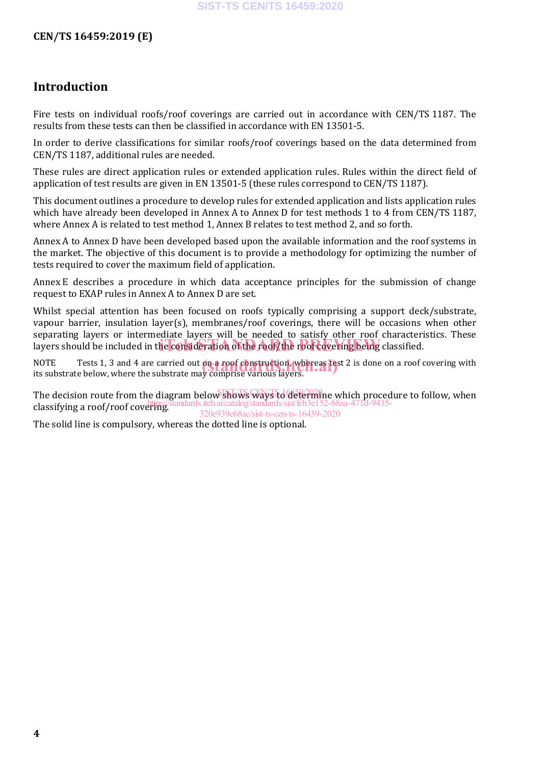## Introduction

Fire tests on individual roofs/roof coverings are carried out in accordance with CEN/TS 1187. The results from these tests can then be classified in accordance with EN 13501-5.

In order to derive classifications for similar roofs/roof coverings based on the data determined from CEN/TS 1187, additional rules are needed.

These rules are direct application rules or extended application rules. Rules within the direct field of application of test results are given in EN 13501-5 (these rules correspond to CEN/TS 1187).

This document outlines a procedure to develop rules for extended application and lists application rules which have already been developed in Annex A to Annex D for test methods 1 to 4 from CEN/TS 1187, where Annex A is related to test method 1, Annex B relates to test method 2, and so forth.

Annex A to Annex D have been developed based upon the available information and the roof systems in the market. The objective of this document is to provide a methodology for optimizing the number of tests required to cover the maximum field of application.

Annex E describes a procedure in which data acceptance principles for the submission of change request to EXAP rules in Annex A to Annex D are set.

Whilst special attention has been focused on roofs typically comprising a support deck/substrate, vapour barrier, insulation layer(s), membranes/roof coverings, there will be occasions when other separating layers or intermediate layers will be needed to satisfy other roof characteristics. These layers should be included in the consideration of the roof/the roof covering being classified.

NOTE Tests 1, 3 and 4 are carried out on a roof construction, whereas test 2 is done on a roof covering with its substrate below, where the substrate may comprise various layers.

The decision route from the diagram below shows ways to determine which procedure to follow, when classifying a roof/roof covering.

The solid line is compulsory, whereas the dotted line is optional.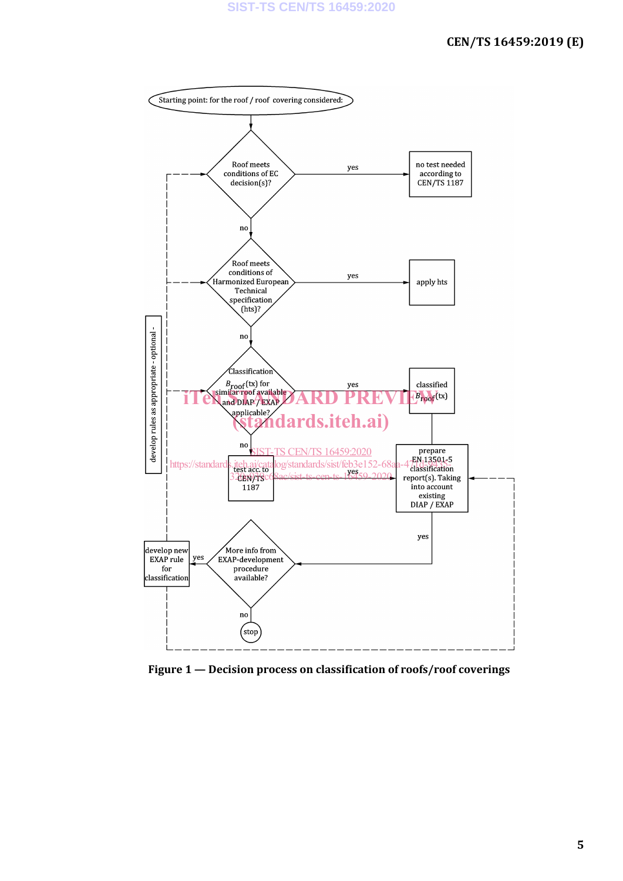Starting point: for the roof / roof covering considered:

Roof meets conditions of EC decision(s)? — yes → no test needed according to CEN/TS 1187

no ↓

Roof meets conditions of Harmonized European Technical specification (hts)? — yes → apply hts

no ↓

Classification $B_{roof}$(tx) for similar roof available and DIAP / EXAP applicable? — yes → classified $B_{roof}$(tx)

no ↓

test acc. to CEN/TS 1187 — yes → prepare EN 13501-5 classification report(s). Taking into account existing DIAP / EXAP

yes → More info from EXAP-development procedure available? — yes → develop new EXAP rule for classification

no → stop

develop rules as appropriate - optional -

**Figure 1 — Decision process on classification of roofs/roof coverings**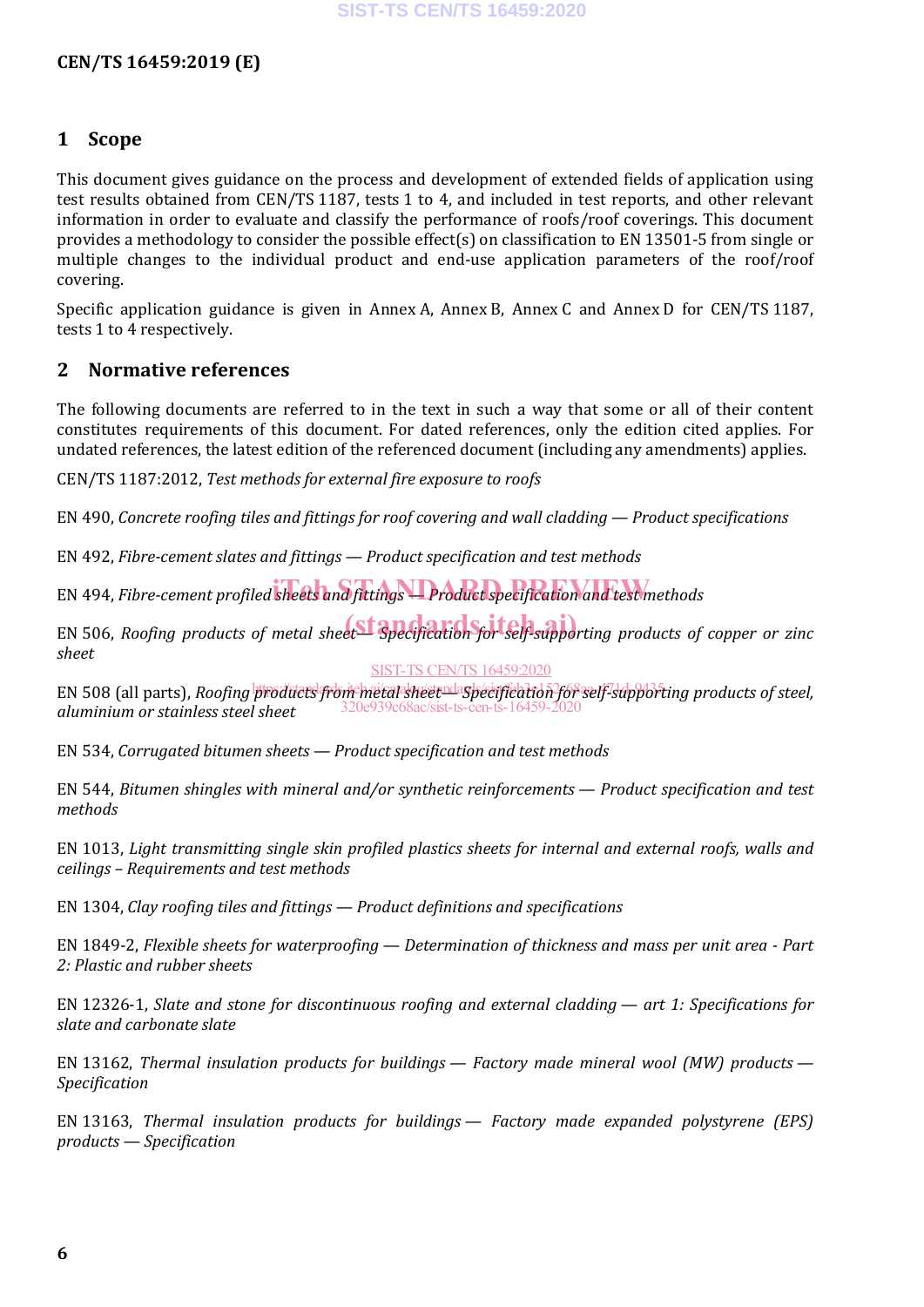## 1 Scope

This document gives guidance on the process and development of extended fields of application using test results obtained from CEN/TS 1187, tests 1 to 4, and included in test reports, and other relevant information in order to evaluate and classify the performance of roofs/roof coverings. This document provides a methodology to consider the possible effect(s) on classification to EN 13501-5 from single or multiple changes to the individual product and end-use application parameters of the roof/roof covering.

Specific application guidance is given in Annex A, Annex B, Annex C and Annex D for CEN/TS 1187, tests 1 to 4 respectively.

## 2 Normative references

The following documents are referred to in the text in such a way that some or all of their content constitutes requirements of this document. For dated references, only the edition cited applies. For undated references, the latest edition of the referenced document (including any amendments) applies.

CEN/TS 1187:2012, *Test methods for external fire exposure to roofs*

EN 490, *Concrete roofing tiles and fittings for roof covering and wall cladding — Product specifications*

EN 492, *Fibre-cement slates and fittings — Product specification and test methods*

EN 494, *Fibre-cement profiled sheets and fittings — Product specification and test methods*

EN 506, *Roofing products of metal sheet — Specification for self-supporting products of copper or zinc sheet*

EN 508 (all parts), *Roofing products from metal sheet — Specification for self-supporting products of steel, aluminium or stainless steel sheet*

EN 534, *Corrugated bitumen sheets — Product specification and test methods*

EN 544, *Bitumen shingles with mineral and/or synthetic reinforcements — Product specification and test methods*

EN 1013, *Light transmitting single skin profiled plastics sheets for internal and external roofs, walls and ceilings – Requirements and test methods*

EN 1304, *Clay roofing tiles and fittings — Product definitions and specifications*

EN 1849-2, *Flexible sheets for waterproofing — Determination of thickness and mass per unit area - Part 2: Plastic and rubber sheets*

EN 12326-1, *Slate and stone for discontinuous roofing and external cladding — art 1: Specifications for slate and carbonate slate*

EN 13162, *Thermal insulation products for buildings — Factory made mineral wool (MW) products — Specification*

EN 13163, *Thermal insulation products for buildings — Factory made expanded polystyrene (EPS) products — Specification*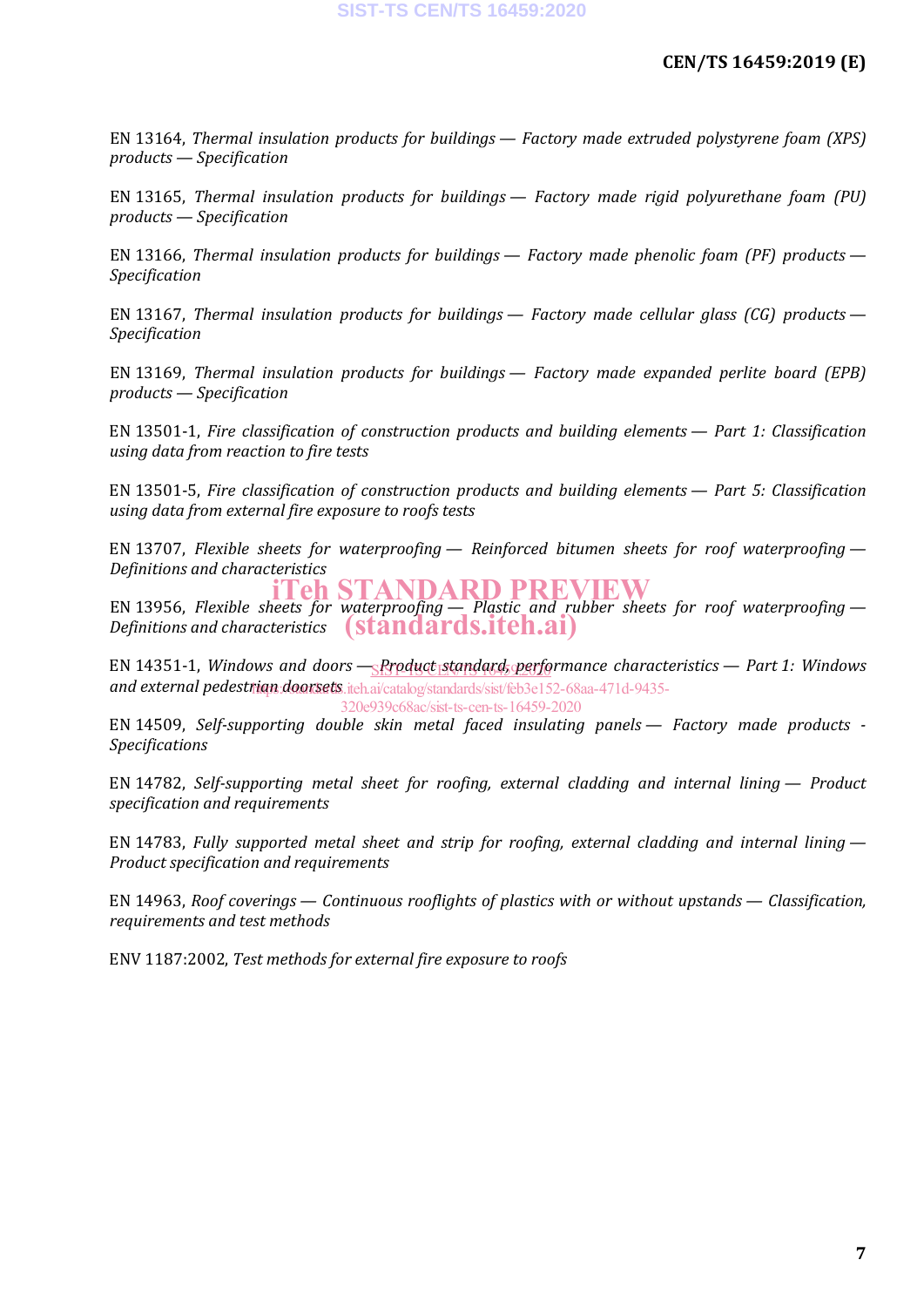EN 13164, *Thermal insulation products for buildings — Factory made extruded polystyrene foam (XPS) products — Specification*

EN 13165, *Thermal insulation products for buildings — Factory made rigid polyurethane foam (PU) products — Specification*

EN 13166, *Thermal insulation products for buildings — Factory made phenolic foam (PF) products — Specification*

EN 13167, *Thermal insulation products for buildings — Factory made cellular glass (CG) products — Specification*

EN 13169, *Thermal insulation products for buildings — Factory made expanded perlite board (EPB) products — Specification*

EN 13501-1, *Fire classification of construction products and building elements — Part 1: Classification using data from reaction to fire tests*

EN 13501-5, *Fire classification of construction products and building elements — Part 5: Classification using data from external fire exposure to roofs tests*

EN 13707, *Flexible sheets for waterproofing — Reinforced bitumen sheets for roof waterproofing — Definitions and characteristics*

EN 13956, *Flexible sheets for waterproofing — Plastic and rubber sheets for roof waterproofing — Definitions and characteristics*

EN 14351-1, *Windows and doors — Product standard, performance characteristics — Part 1: Windows and external pedestrian doorsets*

EN 14509, *Self-supporting double skin metal faced insulating panels — Factory made products - Specifications*

EN 14782, *Self-supporting metal sheet for roofing, external cladding and internal lining — Product specification and requirements*

EN 14783, *Fully supported metal sheet and strip for roofing, external cladding and internal lining — Product specification and requirements*

EN 14963, *Roof coverings — Continuous rooflights of plastics with or without upstands — Classification, requirements and test methods*

ENV 1187:2002, *Test methods for external fire exposure to roofs*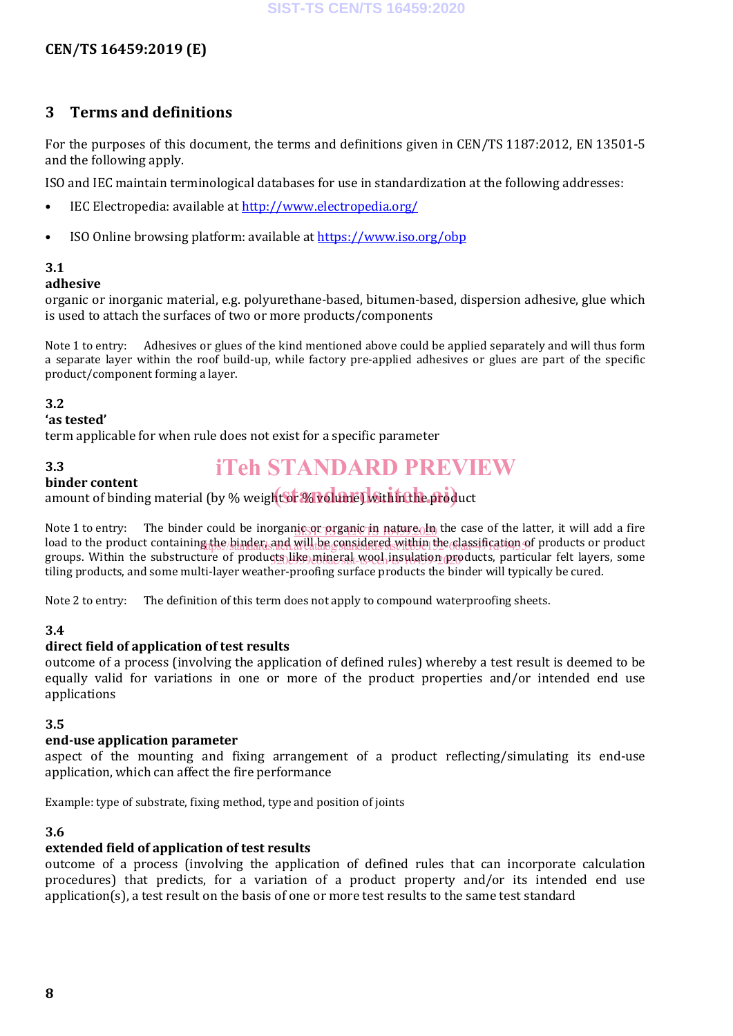## 3 Terms and definitions

For the purposes of this document, the terms and definitions given in CEN/TS 1187:2012, EN 13501-5 and the following apply.

ISO and IEC maintain terminological databases for use in standardization at the following addresses:

- IEC Electropedia: available at http://www.electropedia.org/
- ISO Online browsing platform: available at https://www.iso.org/obp

**3.1**
**adhesive**
organic or inorganic material, e.g. polyurethane-based, bitumen-based, dispersion adhesive, glue which is used to attach the surfaces of two or more products/components

Note 1 to entry: Adhesives or glues of the kind mentioned above could be applied separately and will thus form a separate layer within the roof build-up, while factory pre-applied adhesives or glues are part of the specific product/component forming a layer.

**3.2**
**'as tested'**
term applicable for when rule does not exist for a specific parameter

**3.3**
**binder content**
amount of binding material (by % weight or % volume) within the product

Note 1 to entry: The binder could be inorganic or organic in nature. In the case of the latter, it will add a fire load to the product containing the binder, and will be considered within the classification of products or product groups. Within the substructure of products like mineral wool insulation products, particular felt layers, some tiling products, and some multi-layer weather-proofing surface products the binder will typically be cured.

Note 2 to entry: The definition of this term does not apply to compound waterproofing sheets.

**3.4**
**direct field of application of test results**
outcome of a process (involving the application of defined rules) whereby a test result is deemed to be equally valid for variations in one or more of the product properties and/or intended end use applications

**3.5**
**end-use application parameter**
aspect of the mounting and fixing arrangement of a product reflecting/simulating its end-use application, which can affect the fire performance

Example: type of substrate, fixing method, type and position of joints

**3.6**
**extended field of application of test results**
outcome of a process (involving the application of defined rules that can incorporate calculation procedures) that predicts, for a variation of a product property and/or its intended end use application(s), a test result on the basis of one or more test results to the same test standard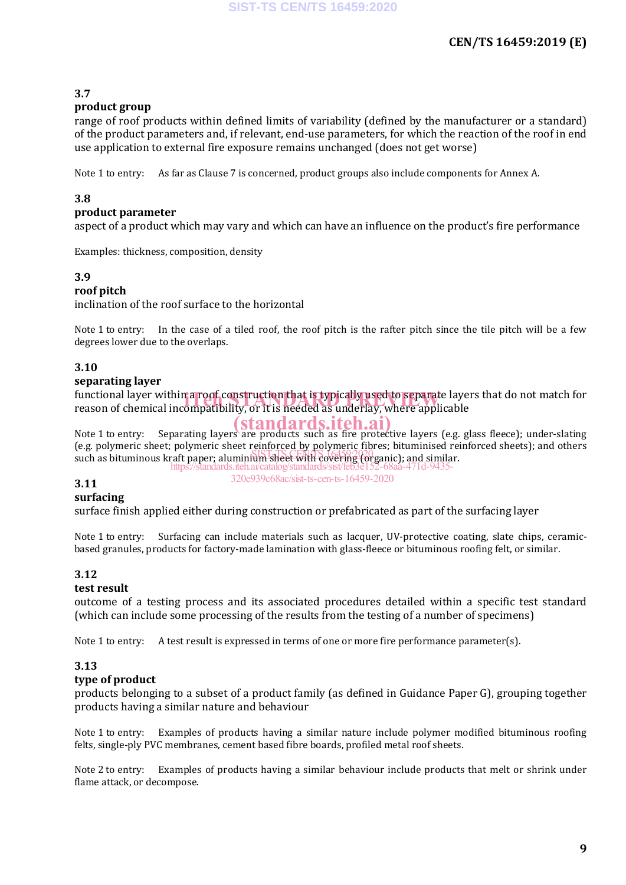### 3.7
**product group**

range of roof products within defined limits of variability (defined by the manufacturer or a standard) of the product parameters and, if relevant, end-use parameters, for which the reaction of the roof in end use application to external fire exposure remains unchanged (does not get worse)

Note 1 to entry: As far as Clause 7 is concerned, product groups also include components for Annex A.

### 3.8
**product parameter**

aspect of a product which may vary and which can have an influence on the product's fire performance

Examples: thickness, composition, density

### 3.9
**roof pitch**

inclination of the roof surface to the horizontal

Note 1 to entry: In the case of a tiled roof, the roof pitch is the rafter pitch since the tile pitch will be a few degrees lower due to the overlaps.

### 3.10
**separating layer**

functional layer within a roof construction that is typically used to separate layers that do not match for reason of chemical incompatibility, or it is needed as underlay, where applicable

Note 1 to entry: Separating layers are products such as fire protective layers (e.g. glass fleece); under-slating (e.g. polymeric sheet; polymeric sheet reinforced by polymeric fibres; bituminised reinforced sheets); and others such as bituminous kraft paper; aluminium sheet with covering (organic); and similar.

### 3.11
**surfacing**

surface finish applied either during construction or prefabricated as part of the surfacing layer

Note 1 to entry: Surfacing can include materials such as lacquer, UV-protective coating, slate chips, ceramic-based granules, products for factory-made lamination with glass-fleece or bituminous roofing felt, or similar.

### 3.12
**test result**

outcome of a testing process and its associated procedures detailed within a specific test standard (which can include some processing of the results from the testing of a number of specimens)

Note 1 to entry: A test result is expressed in terms of one or more fire performance parameter(s).

### 3.13
**type of product**

products belonging to a subset of a product family (as defined in Guidance Paper G), grouping together products having a similar nature and behaviour

Note 1 to entry: Examples of products having a similar nature include polymer modified bituminous roofing felts, single-ply PVC membranes, cement based fibre boards, profiled metal roof sheets.

Note 2 to entry: Examples of products having a similar behaviour include products that melt or shrink under flame attack, or decompose.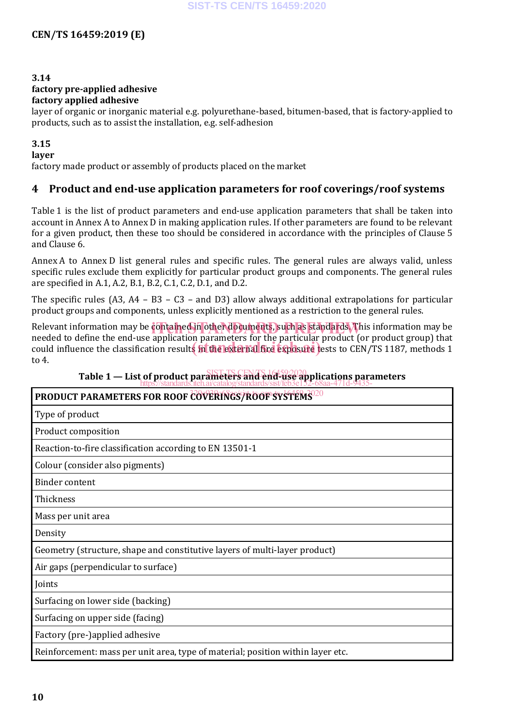**3.14**
**factory pre-applied adhesive**
**factory applied adhesive**
layer of organic or inorganic material e.g. polyurethane-based, bitumen-based, that is factory-applied to products, such as to assist the installation, e.g. self-adhesion

**3.15**
**layer**
factory made product or assembly of products placed on the market

# 4 Product and end-use application parameters for roof coverings/roof systems

Table 1 is the list of product parameters and end-use application parameters that shall be taken into account in Annex A to Annex D in making application rules. If other parameters are found to be relevant for a given product, then these too should be considered in accordance with the principles of Clause 5 and Clause 6.

Annex A to Annex D list general rules and specific rules. The general rules are always valid, unless specific rules exclude them explicitly for particular product groups and components. The general rules are specified in A.1, A.2, B.1, B.2, C.1, C.2, D.1, and D.2.

The specific rules (A3, A4 – B3 – C3 – and D3) allow always additional extrapolations for particular product groups and components, unless explicitly mentioned as a restriction to the general rules.

Relevant information may be contained in other documents, such as standards. This information may be needed to define the end-use application parameters for the particular product (or product group) that could influence the classification results in the external fire exposure tests to CEN/TS 1187, methods 1 to 4.

**Table 1 — List of product parameters and end-use applications parameters**

| **PRODUCT PARAMETERS FOR ROOF COVERINGS/ROOF SYSTEMS** |
|---|
| Type of product |
| Product composition |
| Reaction-to-fire classification according to EN 13501-1 |
| Colour (consider also pigments) |
| Binder content |
| Thickness |
| Mass per unit area |
| Density |
| Geometry (structure, shape and constitutive layers of multi-layer product) |
| Air gaps (perpendicular to surface) |
| Joints |
| Surfacing on lower side (backing) |
| Surfacing on upper side (facing) |
| Factory (pre-)applied adhesive |
| Reinforcement: mass per unit area, type of material; position within layer etc. |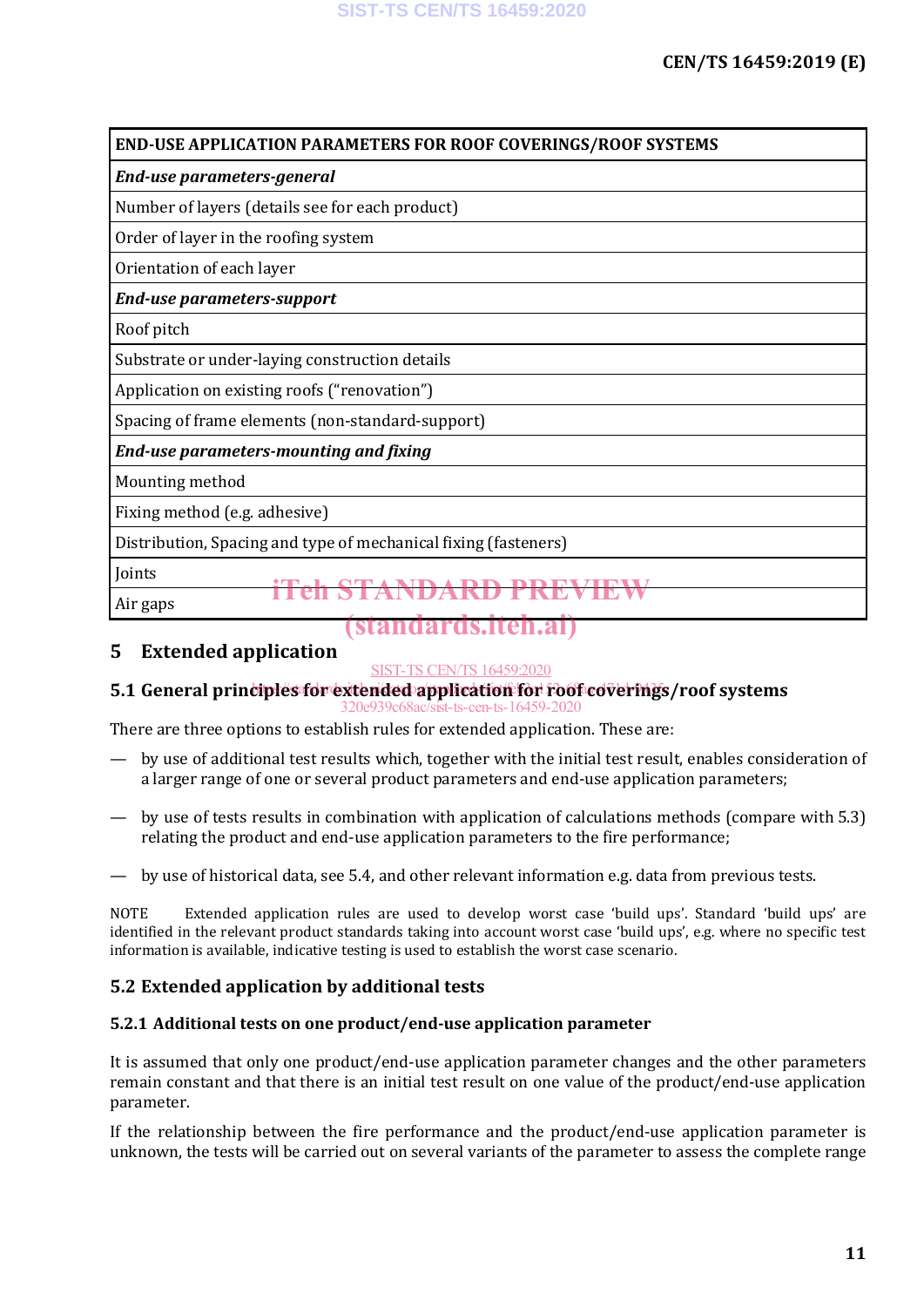| END-USE APPLICATION PARAMETERS FOR ROOF COVERINGS/ROOF SYSTEMS |
|---|
| ***End-use parameters-general*** |
| Number of layers (details see for each product) |
| Order of layer in the roofing system |
| Orientation of each layer |
| ***End-use parameters-support*** |
| Roof pitch |
| Substrate or under-laying construction details |
| Application on existing roofs ("renovation") |
| Spacing of frame elements (non-standard-support) |
| ***End-use parameters-mounting and fixing*** |
| Mounting method |
| Fixing method (e.g. adhesive) |
| Distribution, Spacing and type of mechanical fixing (fasteners) |
| Joints |
| Air gaps |

# 5 Extended application

## 5.1 General principles for extended application for roof coverings/roof systems

There are three options to establish rules for extended application. These are:

— by use of additional test results which, together with the initial test result, enables consideration of a larger range of one or several product parameters and end-use application parameters;

— by use of tests results in combination with application of calculations methods (compare with 5.3) relating the product and end-use application parameters to the fire performance;

— by use of historical data, see 5.4, and other relevant information e.g. data from previous tests.

NOTE Extended application rules are used to develop worst case 'build ups'. Standard 'build ups' are identified in the relevant product standards taking into account worst case 'build ups', e.g. where no specific test information is available, indicative testing is used to establish the worst case scenario.

## 5.2 Extended application by additional tests

### 5.2.1 Additional tests on one product/end-use application parameter

It is assumed that only one product/end-use application parameter changes and the other parameters remain constant and that there is an initial test result on one value of the product/end-use application parameter.

If the relationship between the fire performance and the product/end-use application parameter is unknown, the tests will be carried out on several variants of the parameter to assess the complete range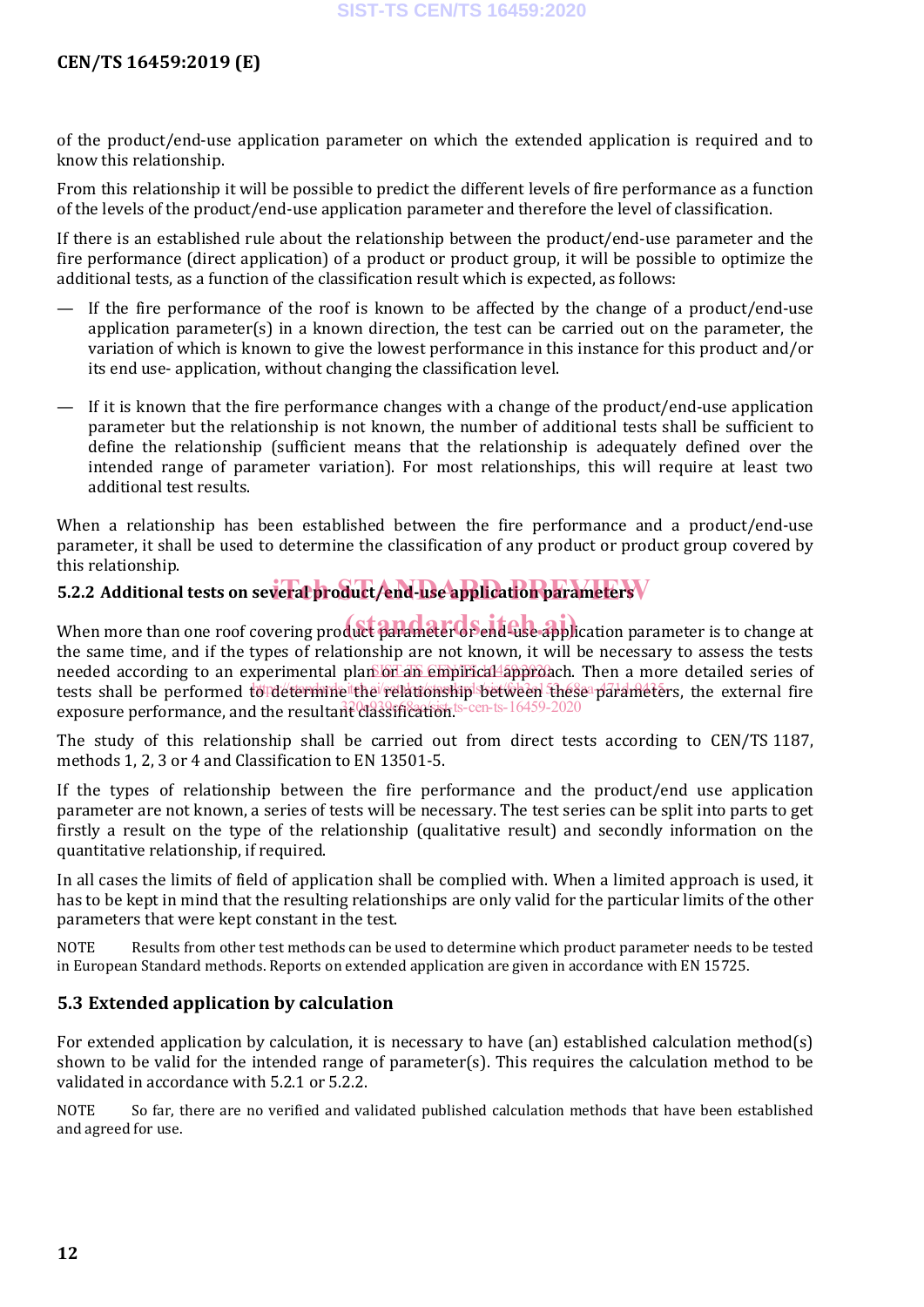of the product/end-use application parameter on which the extended application is required and to know this relationship.

From this relationship it will be possible to predict the different levels of fire performance as a function of the levels of the product/end-use application parameter and therefore the level of classification.

If there is an established rule about the relationship between the product/end-use parameter and the fire performance (direct application) of a product or product group, it will be possible to optimize the additional tests, as a function of the classification result which is expected, as follows:

— If the fire performance of the roof is known to be affected by the change of a product/end-use application parameter(s) in a known direction, the test can be carried out on the parameter, the variation of which is known to give the lowest performance in this instance for this product and/or its end use- application, without changing the classification level.

— If it is known that the fire performance changes with a change of the product/end-use application parameter but the relationship is not known, the number of additional tests shall be sufficient to define the relationship (sufficient means that the relationship is adequately defined over the intended range of parameter variation). For most relationships, this will require at least two additional test results.

When a relationship has been established between the fire performance and a product/end-use parameter, it shall be used to determine the classification of any product or product group covered by this relationship.

### 5.2.2 Additional tests on several product/end-use application parameters

When more than one roof covering product parameter or end-use application parameter is to change at the same time, and if the types of relationship are not known, it will be necessary to assess the tests needed according to an experimental plan or an empirical approach. Then a more detailed series of tests shall be performed to determine the relationship between these parameters, the external fire exposure performance, and the resultant classification.

The study of this relationship shall be carried out from direct tests according to CEN/TS 1187, methods 1, 2, 3 or 4 and Classification to EN 13501-5.

If the types of relationship between the fire performance and the product/end use application parameter are not known, a series of tests will be necessary. The test series can be split into parts to get firstly a result on the type of the relationship (qualitative result) and secondly information on the quantitative relationship, if required.

In all cases the limits of field of application shall be complied with. When a limited approach is used, it has to be kept in mind that the resulting relationships are only valid for the particular limits of the other parameters that were kept constant in the test.

NOTE Results from other test methods can be used to determine which product parameter needs to be tested in European Standard methods. Reports on extended application are given in accordance with EN 15725.

## 5.3 Extended application by calculation

For extended application by calculation, it is necessary to have (an) established calculation method(s) shown to be valid for the intended range of parameter(s). This requires the calculation method to be validated in accordance with 5.2.1 or 5.2.2.

NOTE So far, there are no verified and validated published calculation methods that have been established and agreed for use.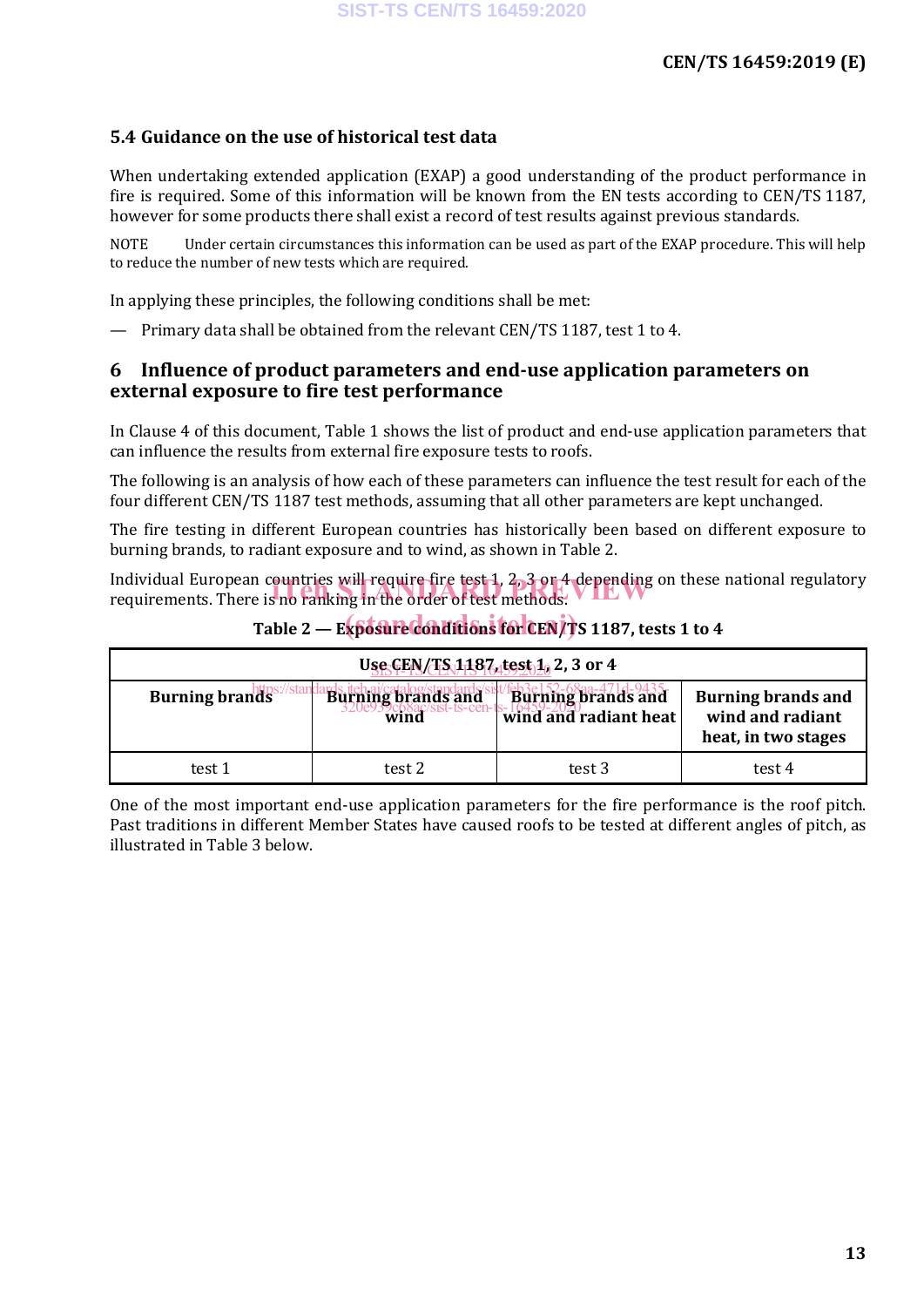## 5.4 Guidance on the use of historical test data

When undertaking extended application (EXAP) a good understanding of the product performance in fire is required. Some of this information will be known from the EN tests according to CEN/TS 1187, however for some products there shall exist a record of test results against previous standards.

NOTE Under certain circumstances this information can be used as part of the EXAP procedure. This will help to reduce the number of new tests which are required.

In applying these principles, the following conditions shall be met:

— Primary data shall be obtained from the relevant CEN/TS 1187, test 1 to 4.

# 6 Influence of product parameters and end-use application parameters on external exposure to fire test performance

In Clause 4 of this document, Table 1 shows the list of product and end-use application parameters that can influence the results from external fire exposure tests to roofs.

The following is an analysis of how each of these parameters can influence the test result for each of the four different CEN/TS 1187 test methods, assuming that all other parameters are kept unchanged.

The fire testing in different European countries has historically been based on different exposure to burning brands, to radiant exposure and to wind, as shown in Table 2.

Individual European countries will require fire test 1, 2, 3 or 4 depending on these national regulatory requirements. There is no ranking in the order of test methods.

**Table 2 — Exposure conditions for CEN/TS 1187, tests 1 to 4**

| Use CEN/TS 1187, test 1, 2, 3 or 4 | | | |
|---|---|---|---|
| **Burning brands** | **Burning brands and wind** | **Burning brands and wind and radiant heat** | **Burning brands and wind and radiant heat, in two stages** |
| test 1 | test 2 | test 3 | test 4 |

One of the most important end-use application parameters for the fire performance is the roof pitch. Past traditions in different Member States have caused roofs to be tested at different angles of pitch, as illustrated in Table 3 below.